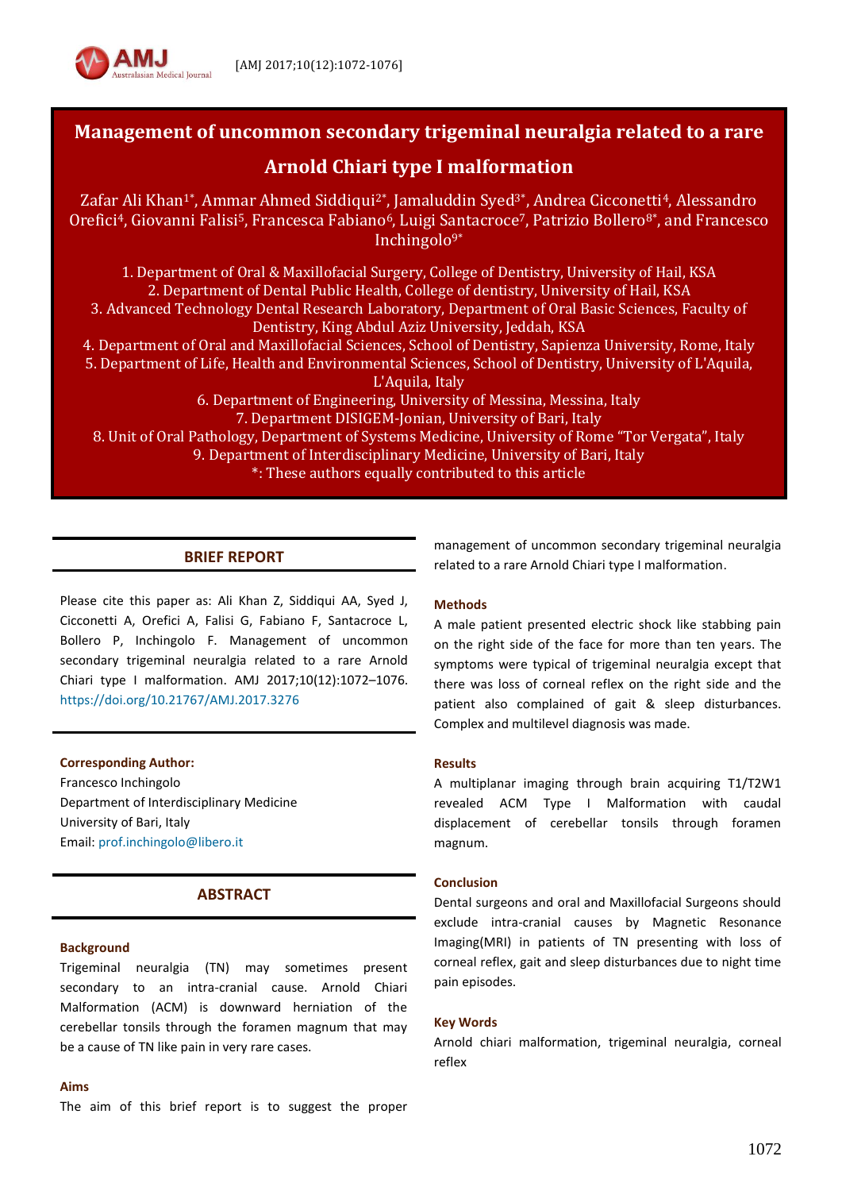# Management of uncommon secondary trigeminal neuralgia related to a rare Arnold Chiari type I malformation

Zafar Ali Khan[1*], Ammar Ahmed Siddiqui[2*], Jamaluddin Syed[3*], Andrea Cicconetti[4], Alessandro Orefici[4], Giovanni Falisi[5], Francesca Fabiano[6], Luigi Santacroce[7], Patrizio Bollero[8*], and Francesco Inchingolo[9*]

1. Department of Oral & Maxillofacial Surgery, College of Dentistry, University of Hail, KSA
2. Department of Dental Public Health, College of dentistry, University of Hail, KSA
3. Advanced Technology Dental Research Laboratory, Department of Oral Basic Sciences, Faculty of Dentistry, King Abdul Aziz University, Jeddah, KSA
4. Department of Oral and Maxillofacial Sciences, School of Dentistry, Sapienza University, Rome, Italy
5. Department of Life, Health and Environmental Sciences, School of Dentistry, University of L'Aquila, L'Aquila, Italy
6. Department of Engineering, University of Messina, Messina, Italy
7. Department DISIGEM-Jonian, University of Bari, Italy
8. Unit of Oral Pathology, Department of Systems Medicine, University of Rome "Tor Vergata", Italy
9. Department of Interdisciplinary Medicine, University of Bari, Italy

*: These authors equally contributed to this article

## BRIEF REPORT

Please cite this paper as: Ali Khan Z, Siddiqui AA, Syed J, Cicconetti A, Orefici A, Falisi G, Fabiano F, Santacroce L, Bollero P, Inchingolo F. Management of uncommon secondary trigeminal neuralgia related to a rare Arnold Chiari type I malformation. AMJ 2017;10(12):1072–1076. https://doi.org/10.21767/AMJ.2017.3276

**Corresponding Author:**
Francesco Inchingolo
Department of Interdisciplinary Medicine
University of Bari, Italy
Email: prof.inchingolo@libero.it

## ABSTRACT

### Background

Trigeminal neuralgia (TN) may sometimes present secondary to an intra-cranial cause. Arnold Chiari Malformation (ACM) is downward herniation of the cerebellar tonsils through the foramen magnum that may be a cause of TN like pain in very rare cases.

### Aims

The aim of this brief report is to suggest the proper management of uncommon secondary trigeminal neuralgia related to a rare Arnold Chiari type I malformation.

### Methods

A male patient presented electric shock like stabbing pain on the right side of the face for more than ten years. The symptoms were typical of trigeminal neuralgia except that there was loss of corneal reflex on the right side and the patient also complained of gait & sleep disturbances. Complex and multilevel diagnosis was made.

### Results

A multiplanar imaging through brain acquiring T1/T2W1 revealed ACM Type I Malformation with caudal displacement of cerebellar tonsils through foramen magnum.

### Conclusion

Dental surgeons and oral and Maxillofacial Surgeons should exclude intra-cranial causes by Magnetic Resonance Imaging(MRI) in patients of TN presenting with loss of corneal reflex, gait and sleep disturbances due to night time pain episodes.

### Key Words

Arnold chiari malformation, trigeminal neuralgia, corneal reflex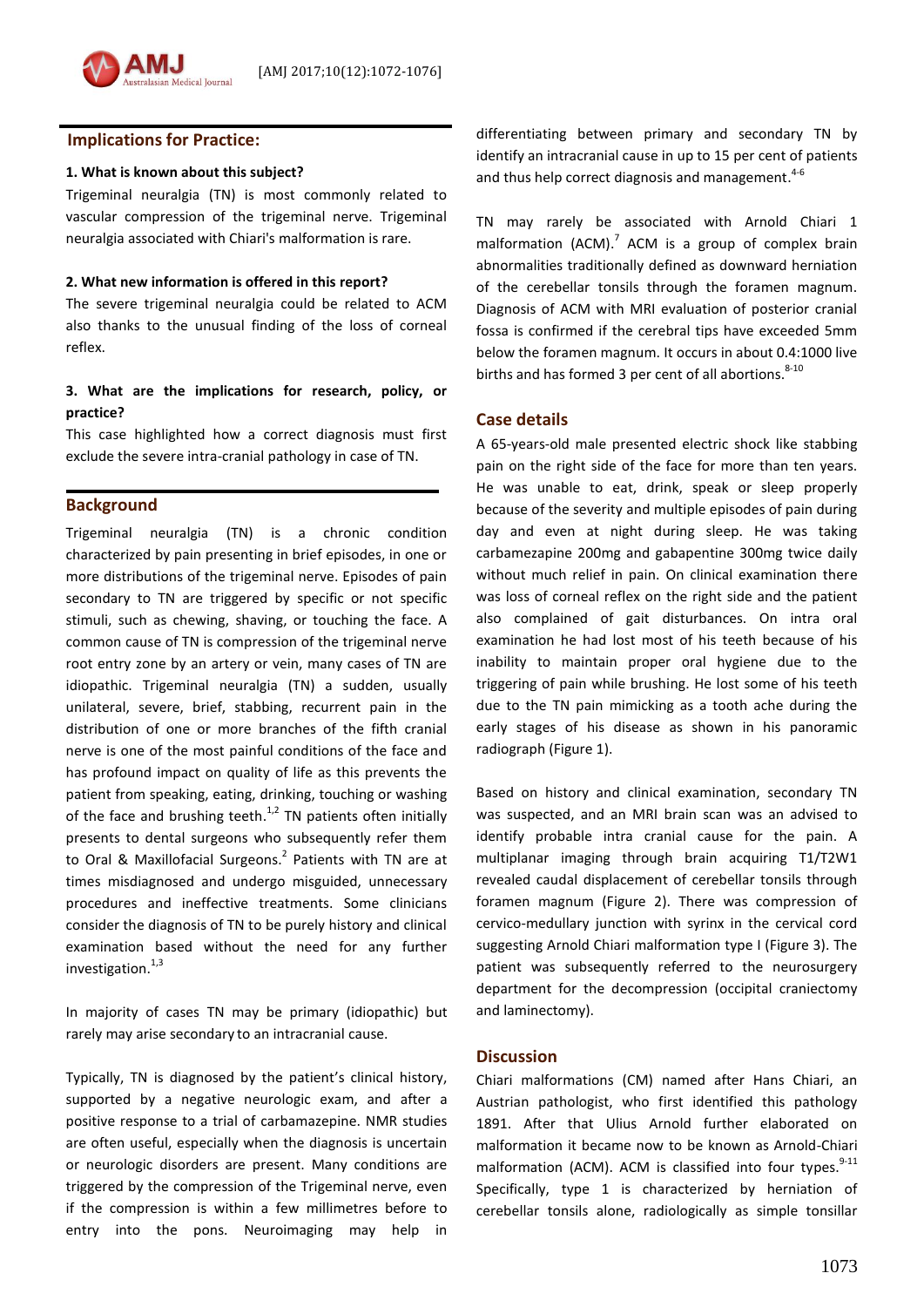## Implications for Practice:

**1. What is known about this subject?**

Trigeminal neuralgia (TN) is most commonly related to vascular compression of the trigeminal nerve. Trigeminal neuralgia associated with Chiari's malformation is rare.

**2. What new information is offered in this report?**

The severe trigeminal neuralgia could be related to ACM also thanks to the unusual finding of the loss of corneal reflex.

**3. What are the implications for research, policy, or practice?**

This case highlighted how a correct diagnosis must first exclude the severe intra-cranial pathology in case of TN.

## Background

Trigeminal neuralgia (TN) is a chronic condition characterized by pain presenting in brief episodes, in one or more distributions of the trigeminal nerve. Episodes of pain secondary to TN are triggered by specific or not specific stimuli, such as chewing, shaving, or touching the face. A common cause of TN is compression of the trigeminal nerve root entry zone by an artery or vein, many cases of TN are idiopathic. Trigeminal neuralgia (TN) a sudden, usually unilateral, severe, brief, stabbing, recurrent pain in the distribution of one or more branches of the fifth cranial nerve is one of the most painful conditions of the face and has profound impact on quality of life as this prevents the patient from speaking, eating, drinking, touching or washing of the face and brushing teeth.[1,2] TN patients often initially presents to dental surgeons who subsequently refer them to Oral & Maxillofacial Surgeons.[2] Patients with TN are at times misdiagnosed and undergo misguided, unnecessary procedures and ineffective treatments. Some clinicians consider the diagnosis of TN to be purely history and clinical examination based without the need for any further investigation.[1,3]

In majority of cases TN may be primary (idiopathic) but rarely may arise secondary to an intracranial cause.

Typically, TN is diagnosed by the patient's clinical history, supported by a negative neurologic exam, and after a positive response to a trial of carbamazepine. NMR studies are often useful, especially when the diagnosis is uncertain or neurologic disorders are present. Many conditions are triggered by the compression of the Trigeminal nerve, even if the compression is within a few millimetres before to entry into the pons. Neuroimaging may help in differentiating between primary and secondary TN by identify an intracranial cause in up to 15 per cent of patients and thus help correct diagnosis and management.[4-6]

TN may rarely be associated with Arnold Chiari 1 malformation (ACM).[7] ACM is a group of complex brain abnormalities traditionally defined as downward herniation of the cerebellar tonsils through the foramen magnum. Diagnosis of ACM with MRI evaluation of posterior cranial fossa is confirmed if the cerebral tips have exceeded 5mm below the foramen magnum. It occurs in about 0.4:1000 live births and has formed 3 per cent of all abortions.[8-10]

## Case details

A 65-years-old male presented electric shock like stabbing pain on the right side of the face for more than ten years. He was unable to eat, drink, speak or sleep properly because of the severity and multiple episodes of pain during day and even at night during sleep. He was taking carbamezapine 200mg and gabapentine 300mg twice daily without much relief in pain. On clinical examination there was loss of corneal reflex on the right side and the patient also complained of gait disturbances. On intra oral examination he had lost most of his teeth because of his inability to maintain proper oral hygiene due to the triggering of pain while brushing. He lost some of his teeth due to the TN pain mimicking as a tooth ache during the early stages of his disease as shown in his panoramic radiograph (Figure 1).

Based on history and clinical examination, secondary TN was suspected, and an MRI brain scan was an advised to identify probable intra cranial cause for the pain. A multiplanar imaging through brain acquiring T1/T2W1 revealed caudal displacement of cerebellar tonsils through foramen magnum (Figure 2). There was compression of cervico-medullary junction with syrinx in the cervical cord suggesting Arnold Chiari malformation type I (Figure 3). The patient was subsequently referred to the neurosurgery department for the decompression (occipital craniectomy and laminectomy).

## Discussion

Chiari malformations (CM) named after Hans Chiari, an Austrian pathologist, who first identified this pathology 1891. After that Ulius Arnold further elaborated on malformation it became now to be known as Arnold-Chiari malformation (ACM). ACM is classified into four types.[9-11] Specifically, type 1 is characterized by herniation of cerebellar tonsils alone, radiologically as simple tonsillar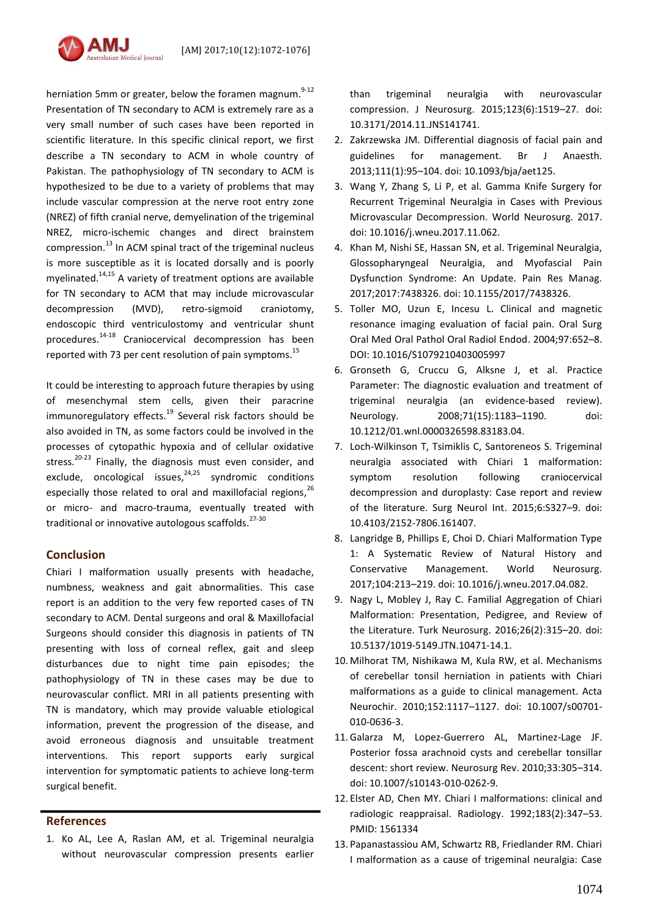herniation 5mm or greater, below the foramen magnum.[9-12] Presentation of TN secondary to ACM is extremely rare as a very small number of such cases have been reported in scientific literature. In this specific clinical report, we first describe a TN secondary to ACM in whole country of Pakistan. The pathophysiology of TN secondary to ACM is hypothesized to be due to a variety of problems that may include vascular compression at the nerve root entry zone (NREZ) of fifth cranial nerve, demyelination of the trigeminal NREZ, micro-ischemic changes and direct brainstem compression.[13] In ACM spinal tract of the trigeminal nucleus is more susceptible as it is located dorsally and is poorly myelinated.[14,15] A variety of treatment options are available for TN secondary to ACM that may include microvascular decompression (MVD), retro-sigmoid craniotomy, endoscopic third ventriculostomy and ventricular shunt procedures.[14-18] Craniocervical decompression has been reported with 73 per cent resolution of pain symptoms.[15]

It could be interesting to approach future therapies by using of mesenchymal stem cells, given their paracrine immunoregulatory effects.[19] Several risk factors should be also avoided in TN, as some factors could be involved in the processes of cytopathic hypoxia and of cellular oxidative stress.[20-23] Finally, the diagnosis must even consider, and exclude, oncological issues,[24,25] syndromic conditions especially those related to oral and maxillofacial regions,[26] or micro- and macro-trauma, eventually treated with traditional or innovative autologous scaffolds.[27-30]

## Conclusion

Chiari I malformation usually presents with headache, numbness, weakness and gait abnormalities. This case report is an addition to the very few reported cases of TN secondary to ACM. Dental surgeons and oral & Maxillofacial Surgeons should consider this diagnosis in patients of TN presenting with loss of corneal reflex, gait and sleep disturbances due to night time pain episodes; the pathophysiology of TN in these cases may be due to neurovascular conflict. MRI in all patients presenting with TN is mandatory, which may provide valuable etiological information, prevent the progression of the disease, and avoid erroneous diagnosis and unsuitable treatment interventions. This report supports early surgical intervention for symptomatic patients to achieve long-term surgical benefit.

## References

1. Ko AL, Lee A, Raslan AM, et al. Trigeminal neuralgia without neurovascular compression presents earlier than trigeminal neuralgia with neurovascular compression. J Neurosurg. 2015;123(6):1519–27. doi: 10.3171/2014.11.JNS141741.
2. Zakrzewska JM. Differential diagnosis of facial pain and guidelines for management. Br J Anaesth. 2013;111(1):95–104. doi: 10.1093/bja/aet125.
3. Wang Y, Zhang S, Li P, et al. Gamma Knife Surgery for Recurrent Trigeminal Neuralgia in Cases with Previous Microvascular Decompression. World Neurosurg. 2017. doi: 10.1016/j.wneu.2017.11.062.
4. Khan M, Nishi SE, Hassan SN, et al. Trigeminal Neuralgia, Glossopharyngeal Neuralgia, and Myofascial Pain Dysfunction Syndrome: An Update. Pain Res Manag. 2017;2017:7438326. doi: 10.1155/2017/7438326.
5. Toller MO, Uzun E, Incesu L. Clinical and magnetic resonance imaging evaluation of facial pain. Oral Surg Oral Med Oral Pathol Oral Radiol Endod. 2004;97:652–8. DOI: 10.1016/S1079210403005997
6. Gronseth G, Cruccu G, Alksne J, et al. Practice Parameter: The diagnostic evaluation and treatment of trigeminal neuralgia (an evidence-based review). Neurology. 2008;71(15):1183–1190. doi: 10.1212/01.wnl.0000326598.83183.04.
7. Loch-Wilkinson T, Tsimiklis C, Santoreneos S. Trigeminal neuralgia associated with Chiari 1 malformation: symptom resolution following craniocervical decompression and duroplasty: Case report and review of the literature. Surg Neurol Int. 2015;6:S327–9. doi: 10.4103/2152-7806.161407.
8. Langridge B, Phillips E, Choi D. Chiari Malformation Type 1: A Systematic Review of Natural History and Conservative Management. World Neurosurg. 2017;104:213–219. doi: 10.1016/j.wneu.2017.04.082.
9. Nagy L, Mobley J, Ray C. Familial Aggregation of Chiari Malformation: Presentation, Pedigree, and Review of the Literature. Turk Neurosurg. 2016;26(2):315–20. doi: 10.5137/1019-5149.JTN.10471-14.1.
10. Milhorat TM, Nishikawa M, Kula RW, et al. Mechanisms of cerebellar tonsil herniation in patients with Chiari malformations as a guide to clinical management. Acta Neurochir. 2010;152:1117–1127. doi: 10.1007/s00701-010-0636-3.
11. Galarza M, Lopez-Guerrero AL, Martinez-Lage JF. Posterior fossa arachnoid cysts and cerebellar tonsillar descent: short review. Neurosurg Rev. 2010;33:305–314. doi: 10.1007/s10143-010-0262-9.
12. Elster AD, Chen MY. Chiari I malformations: clinical and radiologic reappraisal. Radiology. 1992;183(2):347–53. PMID: 1561334
13. Papanastassiou AM, Schwartz RB, Friedlander RM. Chiari I malformation as a cause of trigeminal neuralgia: Case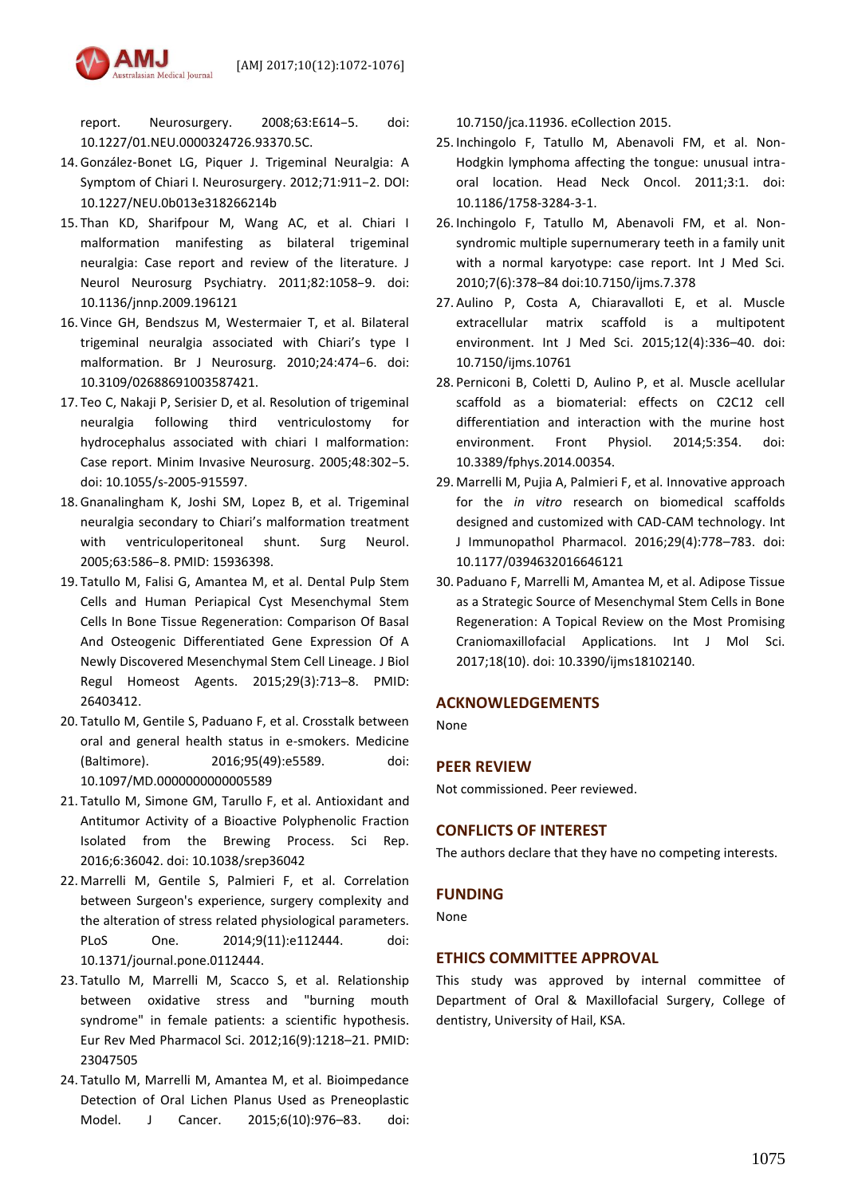report. Neurosurgery. 2008;63:E614–5. doi: 10.1227/01.NEU.0000324726.93370.5C.

14. González-Bonet LG, Piquer J. Trigeminal Neuralgia: A Symptom of Chiari I. Neurosurgery. 2012;71:911–2. DOI: 10.1227/NEU.0b013e318266214b
15. Than KD, Sharifpour M, Wang AC, et al. Chiari I malformation manifesting as bilateral trigeminal neuralgia: Case report and review of the literature. J Neurol Neurosurg Psychiatry. 2011;82:1058–9. doi: 10.1136/jnnp.2009.196121
16. Vince GH, Bendszus M, Westermaier T, et al. Bilateral trigeminal neuralgia associated with Chiari's type I malformation. Br J Neurosurg. 2010;24:474–6. doi: 10.3109/02688691003587421.
17. Teo C, Nakaji P, Serisier D, et al. Resolution of trigeminal neuralgia following third ventriculostomy for hydrocephalus associated with chiari I malformation: Case report. Minim Invasive Neurosurg. 2005;48:302–5. doi: 10.1055/s-2005-915597.
18. Gnanalingham K, Joshi SM, Lopez B, et al. Trigeminal neuralgia secondary to Chiari's malformation treatment with ventriculoperitoneal shunt. Surg Neurol. 2005;63:586–8. PMID: 15936398.
19. Tatullo M, Falisi G, Amantea M, et al. Dental Pulp Stem Cells and Human Periapical Cyst Mesenchymal Stem Cells In Bone Tissue Regeneration: Comparison Of Basal And Osteogenic Differentiated Gene Expression Of A Newly Discovered Mesenchymal Stem Cell Lineage. J Biol Regul Homeost Agents. 2015;29(3):713–8. PMID: 26403412.
20. Tatullo M, Gentile S, Paduano F, et al. Crosstalk between oral and general health status in e-smokers. Medicine (Baltimore). 2016;95(49):e5589. doi: 10.1097/MD.0000000000005589
21. Tatullo M, Simone GM, Tarullo F, et al. Antioxidant and Antitumor Activity of a Bioactive Polyphenolic Fraction Isolated from the Brewing Process. Sci Rep. 2016;6:36042. doi: 10.1038/srep36042
22. Marrelli M, Gentile S, Palmieri F, et al. Correlation between Surgeon's experience, surgery complexity and the alteration of stress related physiological parameters. PLoS One. 2014;9(11):e112444. doi: 10.1371/journal.pone.0112444.
23. Tatullo M, Marrelli M, Scacco S, et al. Relationship between oxidative stress and "burning mouth syndrome" in female patients: a scientific hypothesis. Eur Rev Med Pharmacol Sci. 2012;16(9):1218–21. PMID: 23047505
24. Tatullo M, Marrelli M, Amantea M, et al. Bioimpedance Detection of Oral Lichen Planus Used as Preneoplastic Model. J Cancer. 2015;6(10):976–83. doi: 10.7150/jca.11936. eCollection 2015.
25. Inchingolo F, Tatullo M, Abenavoli FM, et al. Non-Hodgkin lymphoma affecting the tongue: unusual intra-oral location. Head Neck Oncol. 2011;3:1. doi: 10.1186/1758-3284-3-1.
26. Inchingolo F, Tatullo M, Abenavoli FM, et al. Non-syndromic multiple supernumerary teeth in a family unit with a normal karyotype: case report. Int J Med Sci. 2010;7(6):378–84 doi:10.7150/ijms.7.378
27. Aulino P, Costa A, Chiaravalloti E, et al. Muscle extracellular matrix scaffold is a multipotent environment. Int J Med Sci. 2015;12(4):336–40. doi: 10.7150/ijms.10761
28. Perniconi B, Coletti D, Aulino P, et al. Muscle acellular scaffold as a biomaterial: effects on C2C12 cell differentiation and interaction with the murine host environment. Front Physiol. 2014;5:354. doi: 10.3389/fphys.2014.00354.
29. Marrelli M, Pujia A, Palmieri F, et al. Innovative approach for the *in vitro* research on biomedical scaffolds designed and customized with CAD-CAM technology. Int J Immunopathol Pharmacol. 2016;29(4):778–783. doi: 10.1177/0394632016646121
30. Paduano F, Marrelli M, Amantea M, et al. Adipose Tissue as a Strategic Source of Mesenchymal Stem Cells in Bone Regeneration: A Topical Review on the Most Promising Craniomaxillofacial Applications. Int J Mol Sci. 2017;18(10). doi: 10.3390/ijms18102140.

## ACKNOWLEDGEMENTS

None

## PEER REVIEW

Not commissioned. Peer reviewed.

## CONFLICTS OF INTEREST

The authors declare that they have no competing interests.

## FUNDING

None

## ETHICS COMMITTEE APPROVAL

This study was approved by internal committee of Department of Oral & Maxillofacial Surgery, College of dentistry, University of Hail, KSA.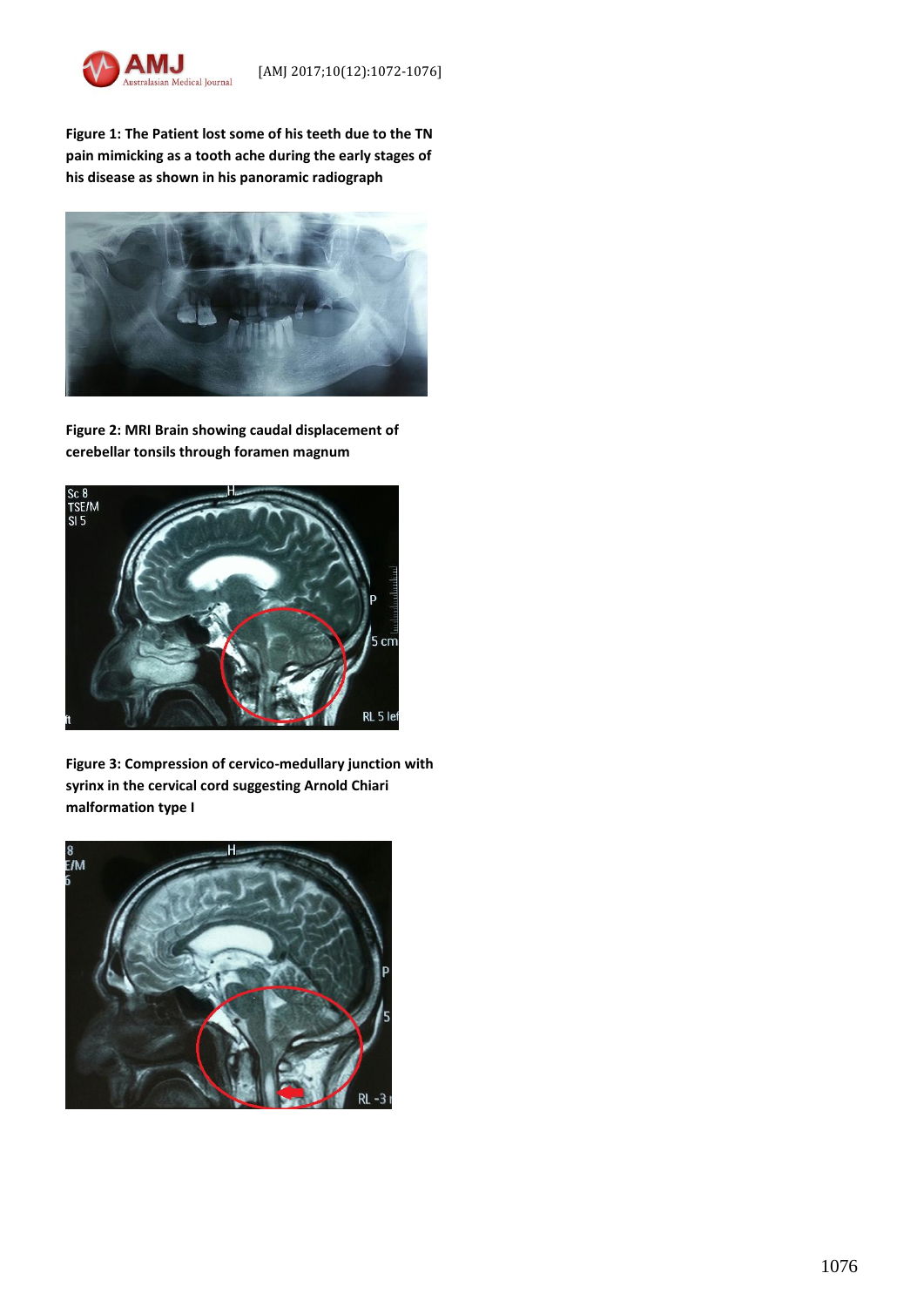**Figure 1: The Patient lost some of his teeth due to the TN pain mimicking as a tooth ache during the early stages of his disease as shown in his panoramic radiograph**

**Figure 2: MRI Brain showing caudal displacement of cerebellar tonsils through foramen magnum**

**Figure 3: Compression of cervico-medullary junction with syrinx in the cervical cord suggesting Arnold Chiari malformation type I**